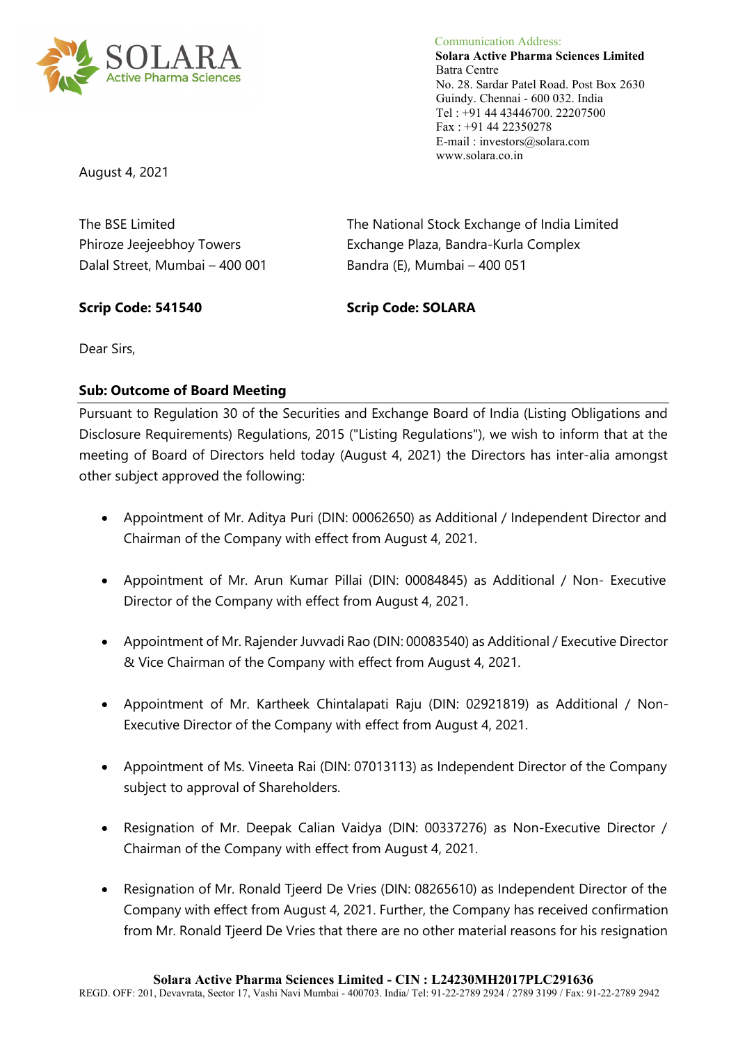Communication Address:
**Solara Active Pharma Sciences Limited**
Batra Centre
No. 28. Sardar Patel Road. Post Box 2630
Guindy. Chennai - 600 032. India
Tel : +91 44 43446700. 22207500
Fax : +91 44 22350278
E-mail : investors@solara.com
www.solara.co.in

August 4, 2021

The BSE Limited
Phiroze Jeejeebhoy Towers
Dalal Street, Mumbai – 400 001

**Scrip Code: 541540**

The National Stock Exchange of India Limited
Exchange Plaza, Bandra-Kurla Complex
Bandra (E), Mumbai – 400 051

**Scrip Code: SOLARA**

Dear Sirs,

**Sub: Outcome of Board Meeting**

Pursuant to Regulation 30 of the Securities and Exchange Board of India (Listing Obligations and Disclosure Requirements) Regulations, 2015 ("Listing Regulations"), we wish to inform that at the meeting of Board of Directors held today (August 4, 2021) the Directors has inter-alia amongst other subject approved the following:

- Appointment of Mr. Aditya Puri (DIN: 00062650) as Additional / Independent Director and Chairman of the Company with effect from August 4, 2021.
- Appointment of Mr. Arun Kumar Pillai (DIN: 00084845) as Additional / Non- Executive Director of the Company with effect from August 4, 2021.
- Appointment of Mr. Rajender Juvvadi Rao (DIN: 00083540) as Additional / Executive Director & Vice Chairman of the Company with effect from August 4, 2021.
- Appointment of Mr. Kartheek Chintalapati Raju (DIN: 02921819) as Additional / Non-Executive Director of the Company with effect from August 4, 2021.
- Appointment of Ms. Vineeta Rai (DIN: 07013113) as Independent Director of the Company subject to approval of Shareholders.
- Resignation of Mr. Deepak Calian Vaidya (DIN: 00337276) as Non-Executive Director / Chairman of the Company with effect from August 4, 2021.
- Resignation of Mr. Ronald Tjeerd De Vries (DIN: 08265610) as Independent Director of the Company with effect from August 4, 2021. Further, the Company has received confirmation from Mr. Ronald Tjeerd De Vries that there are no other material reasons for his resignation

**Solara Active Pharma Sciences Limited - CIN : L24230MH2017PLC291636**
REGD. OFF: 201, Devavrata, Sector 17, Vashi Navi Mumbai - 400703. India/ Tel: 91-22-2789 2924 / 2789 3199 / Fax: 91-22-2789 2942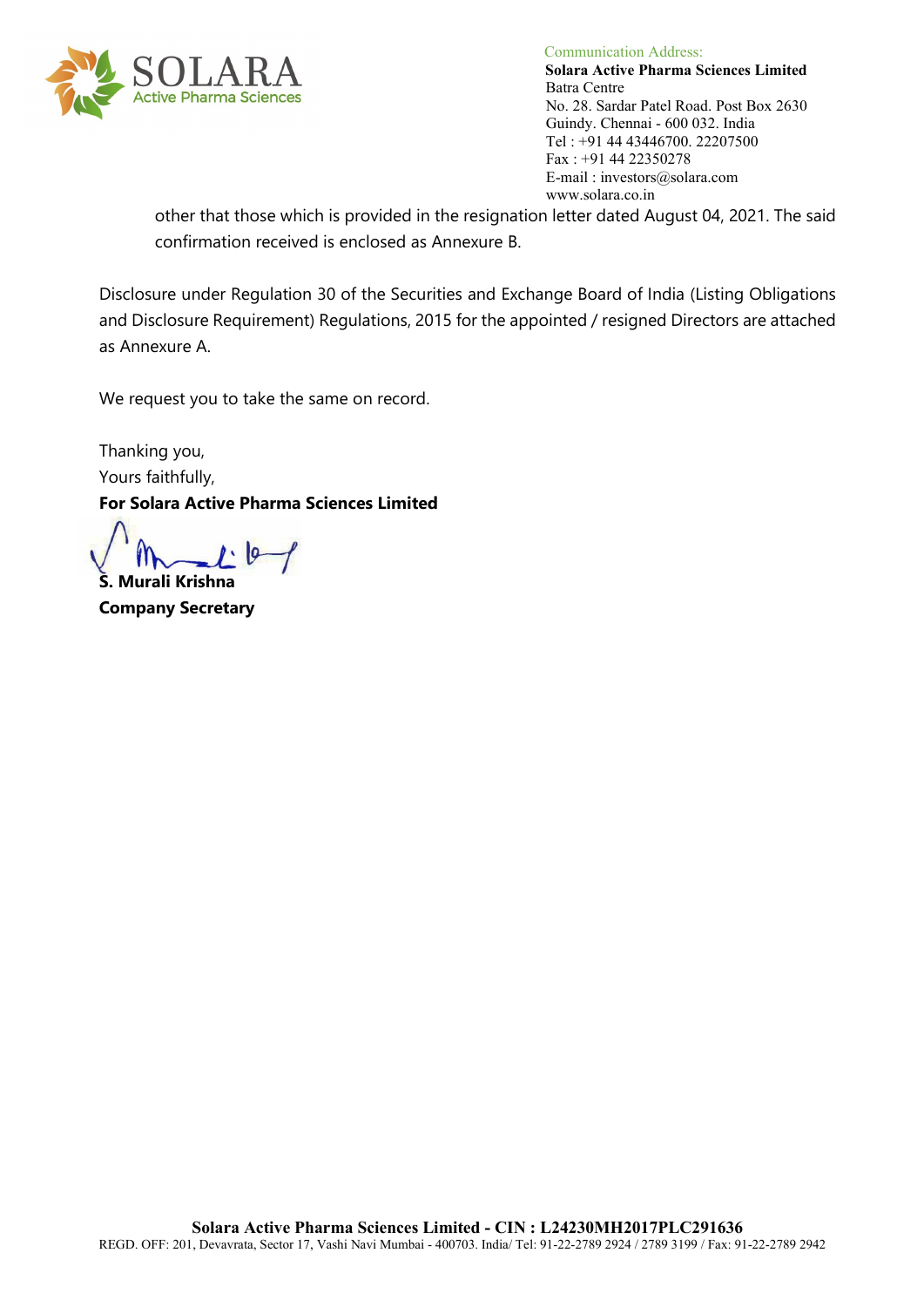other that those which is provided in the resignation letter dated August 04, 2021. The said confirmation received is enclosed as Annexure B.

Disclosure under Regulation 30 of the Securities and Exchange Board of India (Listing Obligations and Disclosure Requirement) Regulations, 2015 for the appointed / resigned Directors are attached as Annexure A.

We request you to take the same on record.

Thanking you,
Yours faithfully,
**For Solara Active Pharma Sciences Limited**

**S. Murali Krishna**
**Company Secretary**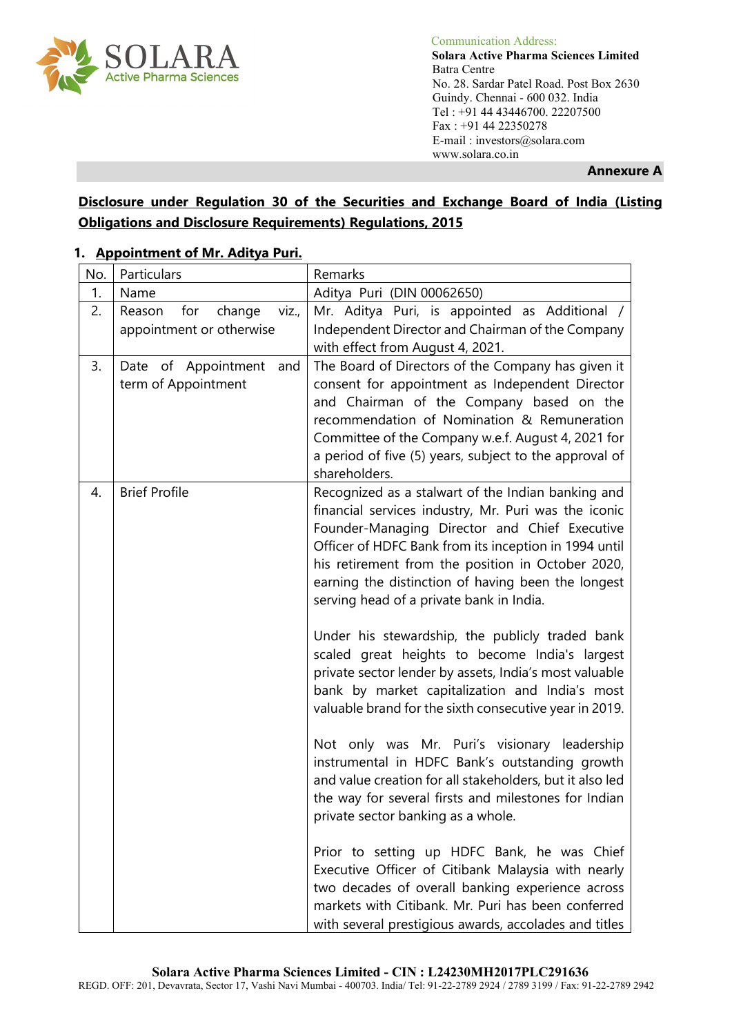**Annexure A**

**Disclosure under Regulation 30 of the Securities and Exchange Board of India (Listing Obligations and Disclosure Requirements) Regulations, 2015**

1. **Appointment of Mr. Aditya Puri.**

| No. | Particulars | Remarks |
|---|---|---|
| 1. | Name | Aditya Puri (DIN 00062650) |
| 2. | Reason for change viz., appointment or otherwise | Mr. Aditya Puri, is appointed as Additional / Independent Director and Chairman of the Company with effect from August 4, 2021. |
| 3. | Date of Appointment and term of Appointment | The Board of Directors of the Company has given it consent for appointment as Independent Director and Chairman of the Company based on the recommendation of Nomination & Remuneration Committee of the Company w.e.f. August 4, 2021 for a period of five (5) years, subject to the approval of shareholders. |
| 4. | Brief Profile | Recognized as a stalwart of the Indian banking and financial services industry, Mr. Puri was the iconic Founder-Managing Director and Chief Executive Officer of HDFC Bank from its inception in 1994 until his retirement from the position in October 2020, earning the distinction of having been the longest serving head of a private bank in India.<br><br>Under his stewardship, the publicly traded bank scaled great heights to become India's largest private sector lender by assets, India's most valuable bank by market capitalization and India's most valuable brand for the sixth consecutive year in 2019.<br><br>Not only was Mr. Puri's visionary leadership instrumental in HDFC Bank's outstanding growth and value creation for all stakeholders, but it also led the way for several firsts and milestones for Indian private sector banking as a whole.<br><br>Prior to setting up HDFC Bank, he was Chief Executive Officer of Citibank Malaysia with nearly two decades of overall banking experience across markets with Citibank. Mr. Puri has been conferred with several prestigious awards, accolades and titles |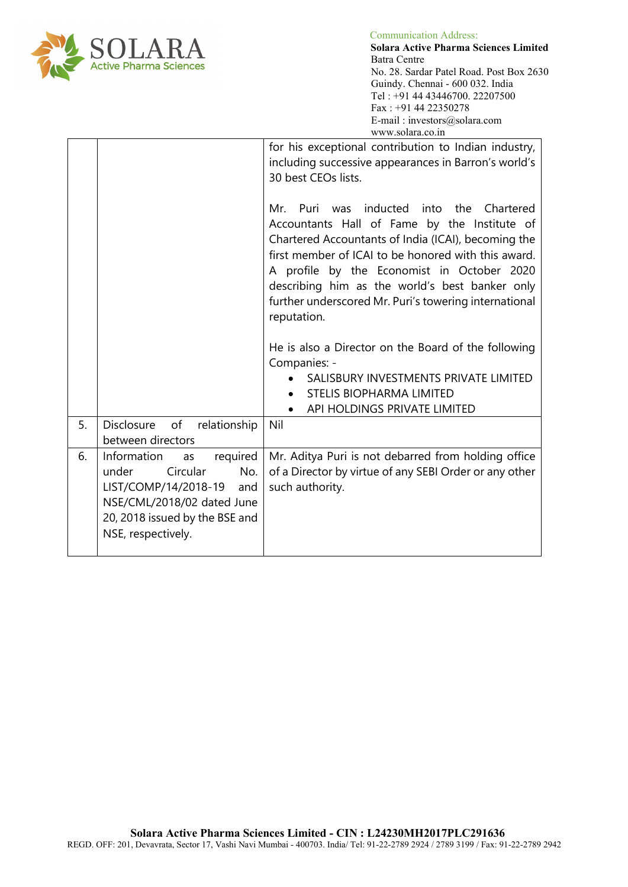| | | |
|---|---|---|
| | | for his exceptional contribution to Indian industry, including successive appearances in Barron's world's 30 best CEOs lists.<br><br>Mr. Puri was inducted into the Chartered Accountants Hall of Fame by the Institute of Chartered Accountants of India (ICAI), becoming the first member of ICAI to be honored with this award. A profile by the Economist in October 2020 describing him as the world's best banker only further underscored Mr. Puri's towering international reputation.<br><br>He is also a Director on the Board of the following Companies: -<br>• SALISBURY INVESTMENTS PRIVATE LIMITED<br>• STELIS BIOPHARMA LIMITED<br>• API HOLDINGS PRIVATE LIMITED |
| 5. | Disclosure of relationship between directors | Nil |
| 6. | Information as required under Circular No. LIST/COMP/14/2018-19 and NSE/CML/2018/02 dated June 20, 2018 issued by the BSE and NSE, respectively. | Mr. Aditya Puri is not debarred from holding office of a Director by virtue of any SEBI Order or any other such authority. |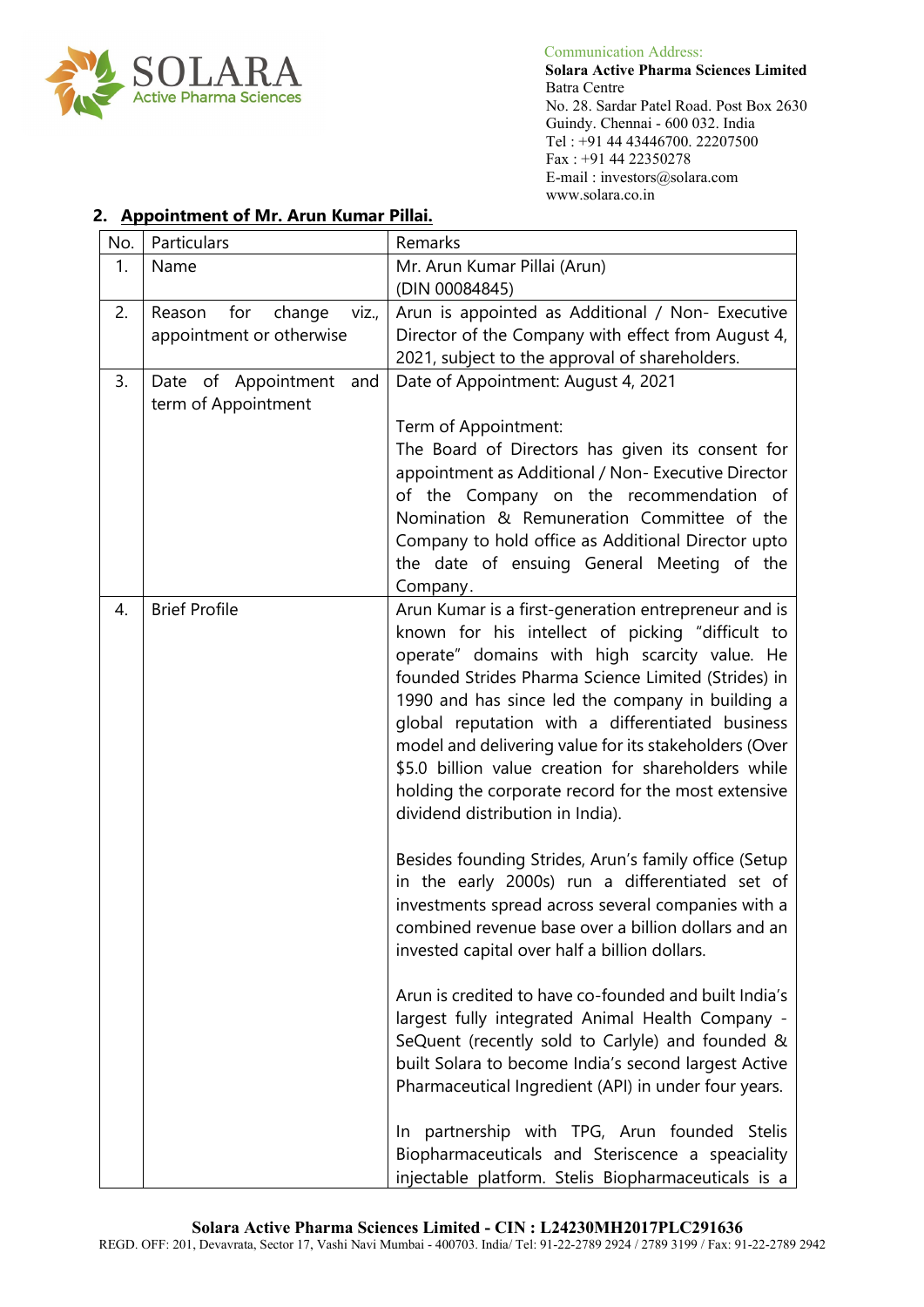## 2. Appointment of Mr. Arun Kumar Pillai.

| No. | Particulars | Remarks |
|---|---|---|
| 1. | Name | Mr. Arun Kumar Pillai (Arun)<br>(DIN 00084845) |
| 2. | Reason for change viz., appointment or otherwise | Arun is appointed as Additional / Non- Executive Director of the Company with effect from August 4, 2021, subject to the approval of shareholders. |
| 3. | Date of Appointment and term of Appointment | Date of Appointment: August 4, 2021<br><br>Term of Appointment:<br>The Board of Directors has given its consent for appointment as Additional / Non- Executive Director of the Company on the recommendation of the Nomination & Remuneration Committee of the Company to hold office as Additional Director upto the date of ensuing General Meeting of the Company. |
| 4. | Brief Profile | Arun Kumar is a first-generation entrepreneur and is known for his intellect of picking "difficult to operate" domains with high scarcity value. He founded Strides Pharma Science Limited (Strides) in 1990 and has since led the company in building a global reputation with a differentiated business model and delivering value for its stakeholders (Over $5.0 billion value creation for shareholders while holding the corporate record for the most extensive dividend distribution in India).<br><br>Besides founding Strides, Arun's family office (Setup in the early 2000s) run a differentiated set of investments spread across several companies with a combined revenue base over a billion dollars and an invested capital over half a billion dollars.<br><br>Arun is credited to have co-founded and built India's largest fully integrated Animal Health Company - SeQuent (recently sold to Carlyle) and founded & built Solara to become India's second largest Active Pharmaceutical Ingredient (API) in under four years.<br><br>In partnership with TPG, Arun founded Stelis Biopharmaceuticals and Steriscence a speaciality injectable platform. Stelis Biopharmaceuticals is a |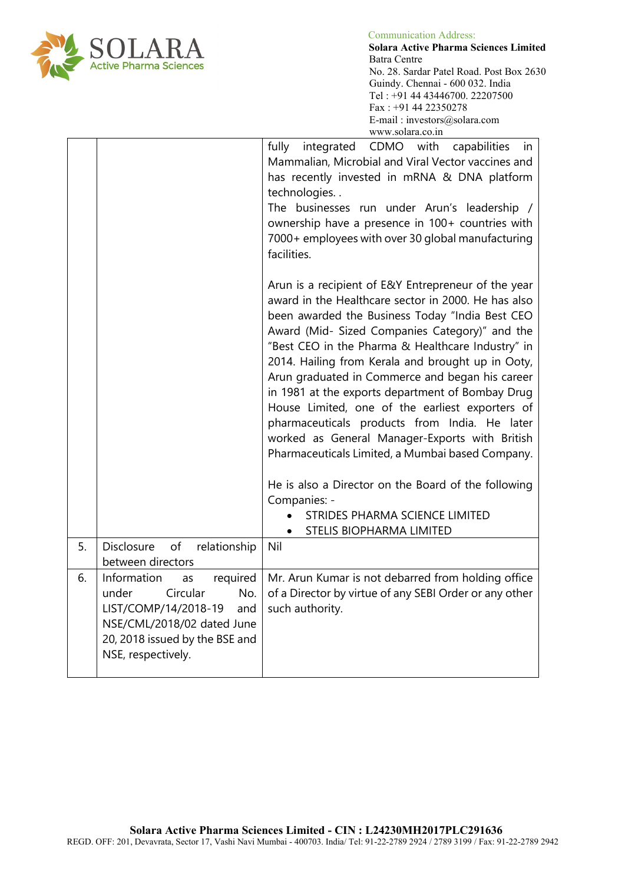| | | fully integrated CDMO with capabilities in Mammalian, Microbial and Viral Vector vaccines and has recently invested in mRNA & DNA platform technologies. .<br>The businesses run under Arun's leadership / ownership have a presence in 100+ countries with 7000+ employees with over 30 global manufacturing facilities.<br><br>Arun is a recipient of E&Y Entrepreneur of the year award in the Healthcare sector in 2000. He has also been awarded the Business Today "India Best CEO Award (Mid- Sized Companies Category)" and the "Best CEO in the Pharma & Healthcare Industry" in 2014. Hailing from Kerala and brought up in Ooty, Arun graduated in Commerce and began his career in 1981 at the exports department of Bombay Drug House Limited, one of the earliest exporters of pharmaceuticals products from India. He later worked as General Manager-Exports with British Pharmaceuticals Limited, a Mumbai based Company.<br><br>He is also a Director on the Board of the following Companies: -<br>• STRIDES PHARMA SCIENCE LIMITED<br>• STELIS BIOPHARMA LIMITED |
|---|---|---|
| 5. | Disclosure of relationship between directors | Nil |
| 6. | Information as required under Circular No. LIST/COMP/14/2018-19 and NSE/CML/2018/02 dated June 20, 2018 issued by the BSE and NSE, respectively. | Mr. Arun Kumar is not debarred from holding office of a Director by virtue of any SEBI Order or any other such authority. |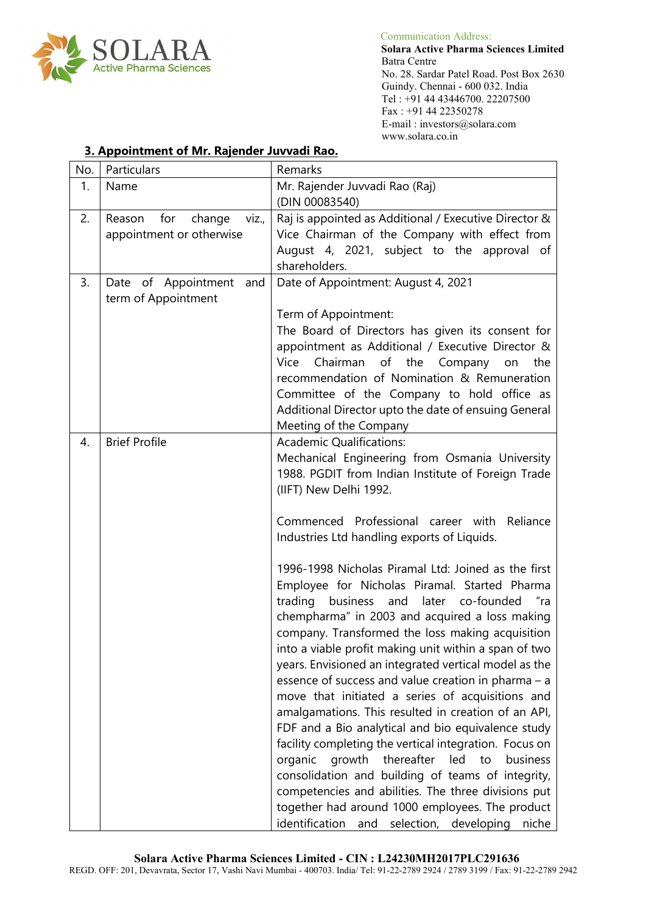### 3. Appointment of Mr. Rajender Juvvadi Rao.

| No. | Particulars | Remarks |
|---|---|---|
| 1. | Name | Mr. Rajender Juvvadi Rao (Raj) (DIN 00083540) |
| 2. | Reason for change viz., appointment or otherwise | Raj is appointed as Additional / Executive Director & Vice Chairman of the Company with effect from August 4, 2021, subject to the approval of shareholders. |
| 3. | Date of Appointment and term of Appointment | Date of Appointment: August 4, 2021<br><br>Term of Appointment:<br>The Board of Directors has given its consent for appointment as Additional / Executive Director & Vice Chairman of the Company on the recommendation of Nomination & Remuneration Committee of the Company to hold office as Additional Director upto the date of ensuing General Meeting of the Company |
| 4. | Brief Profile | Academic Qualifications:<br>Mechanical Engineering from Osmania University 1988. PGDIT from Indian Institute of Foreign Trade (IIFT) New Delhi 1992.<br><br>Commenced Professional career with Reliance Industries Ltd handling exports of Liquids.<br><br>1996-1998 Nicholas Piramal Ltd: Joined as the first Employee for Nicholas Piramal. Started Pharma trading business and later co-founded "ra chempharma" in 2003 and acquired a loss making company. Transformed the loss making acquisition into a viable profit making unit within a span of two years. Envisioned an integrated vertical model as the essence of success and value creation in pharma – a move that initiated a series of acquisitions and amalgamations. This resulted in creation of an API, FDF and a Bio analytical and bio equivalence study facility completing the vertical integration. Focus on organic growth thereafter led to business consolidation and building of teams of integrity, competencies and abilities. The three divisions put together had around 1000 employees. The product identification and selection, developing niche |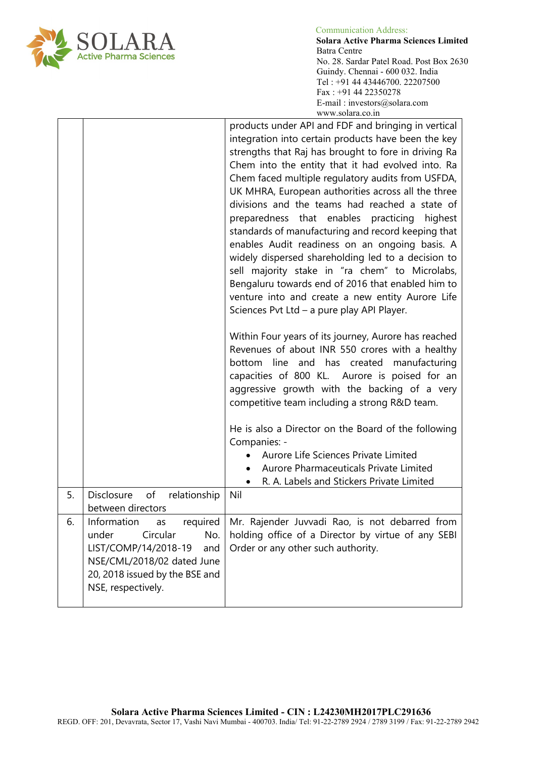| | | products under API and FDF and bringing in vertical integration into certain products have been the key strengths that Raj has brought to fore in driving Ra Chem into the entity that it had evolved into. Ra Chem faced multiple regulatory audits from USFDA, UK MHRA, European authorities across all the three divisions and the teams had reached a state of preparedness that enables practicing highest standards of manufacturing and record keeping that enables Audit readiness on an ongoing basis. A widely dispersed shareholding led to a decision to sell majority stake in "ra chem" to Microlabs, Bengaluru towards end of 2016 that enabled him to venture into and create a new entity Aurore Life Sciences Pvt Ltd – a pure play API Player.<br><br>Within Four years of its journey, Aurore has reached Revenues of about INR 550 crores with a healthy bottom line and has created manufacturing capacities of 800 KL. Aurore is poised for an aggressive growth with the backing of a very competitive team including a strong R&D team.<br><br>He is also a Director on the Board of the following Companies: -<br>• Aurore Life Sciences Private Limited<br>• Aurore Pharmaceuticals Private Limited<br>• R. A. Labels and Stickers Private Limited |
|---|---|---|
| 5. | Disclosure of relationship between directors | Nil |
| 6. | Information as required under Circular No. LIST/COMP/14/2018-19 and NSE/CML/2018/02 dated June 20, 2018 issued by the BSE and NSE, respectively. | Mr. Rajender Juvvadi Rao, is not debarred from holding office of a Director by virtue of any SEBI Order or any other such authority. |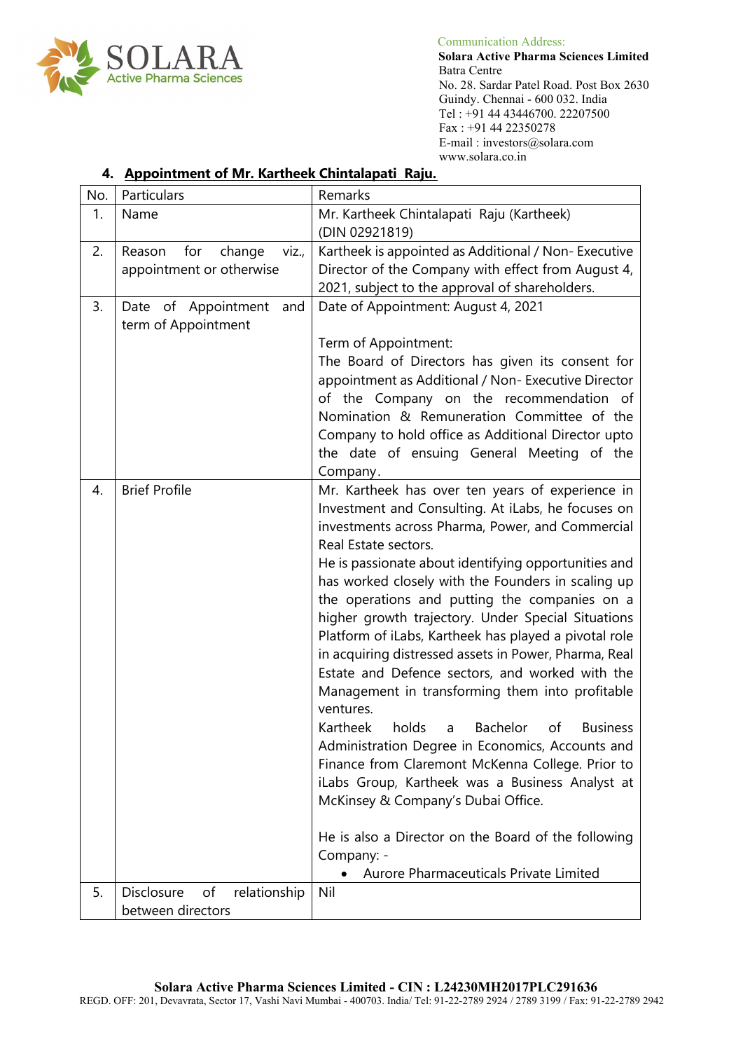Communication Address:
**Solara Active Pharma Sciences Limited**
Batra Centre
No. 28. Sardar Patel Road. Post Box 2630
Guindy. Chennai - 600 032. India
Tel : +91 44 43446700. 22207500
Fax : +91 44 22350278
E-mail : investors@solara.com
www.solara.co.in

### 4. Appointment of Mr. Kartheek Chintalapati Raju.

| No. | Particulars | Remarks |
|---|---|---|
| 1. | Name | Mr. Kartheek Chintalapati Raju (Kartheek) (DIN 02921819) |
| 2. | Reason for change viz., appointment or otherwise | Kartheek is appointed as Additional / Non- Executive Director of the Company with effect from August 4, 2021, subject to the approval of shareholders. |
| 3. | Date of Appointment and term of Appointment | Date of Appointment: August 4, 2021<br><br>Term of Appointment:<br>The Board of Directors has given its consent for appointment as Additional / Non- Executive Director of the Company on the recommendation of Nomination & Remuneration Committee of the Company to hold office as Additional Director upto the date of ensuing General Meeting of the Company. |
| 4. | Brief Profile | Mr. Kartheek has over ten years of experience in Investment and Consulting. At iLabs, he focuses on investments across Pharma, Power, and Commercial Real Estate sectors.<br>He is passionate about identifying opportunities and has worked closely with the Founders in scaling up the operations and putting the companies on a higher growth trajectory. Under Special Situations Platform of iLabs, Kartheek has played a pivotal role in acquiring distressed assets in Power, Pharma, Real Estate and Defence sectors, and worked with the Management in transforming them into profitable ventures.<br>Kartheek holds a Bachelor of Business Administration Degree in Economics, Accounts and Finance from Claremont McKenna College. Prior to iLabs Group, Kartheek was a Business Analyst at McKinsey & Company's Dubai Office.<br><br>He is also a Director on the Board of the following Company: -<br>• Aurore Pharmaceuticals Private Limited |
| 5. | Disclosure of relationship between directors | Nil |

**Solara Active Pharma Sciences Limited - CIN : L24230MH2017PLC291636**
REGD. OFF: 201, Devavrata, Sector 17, Vashi Navi Mumbai - 400703. India/ Tel: 91-22-2789 2924 / 2789 3199 / Fax: 91-22-2789 2942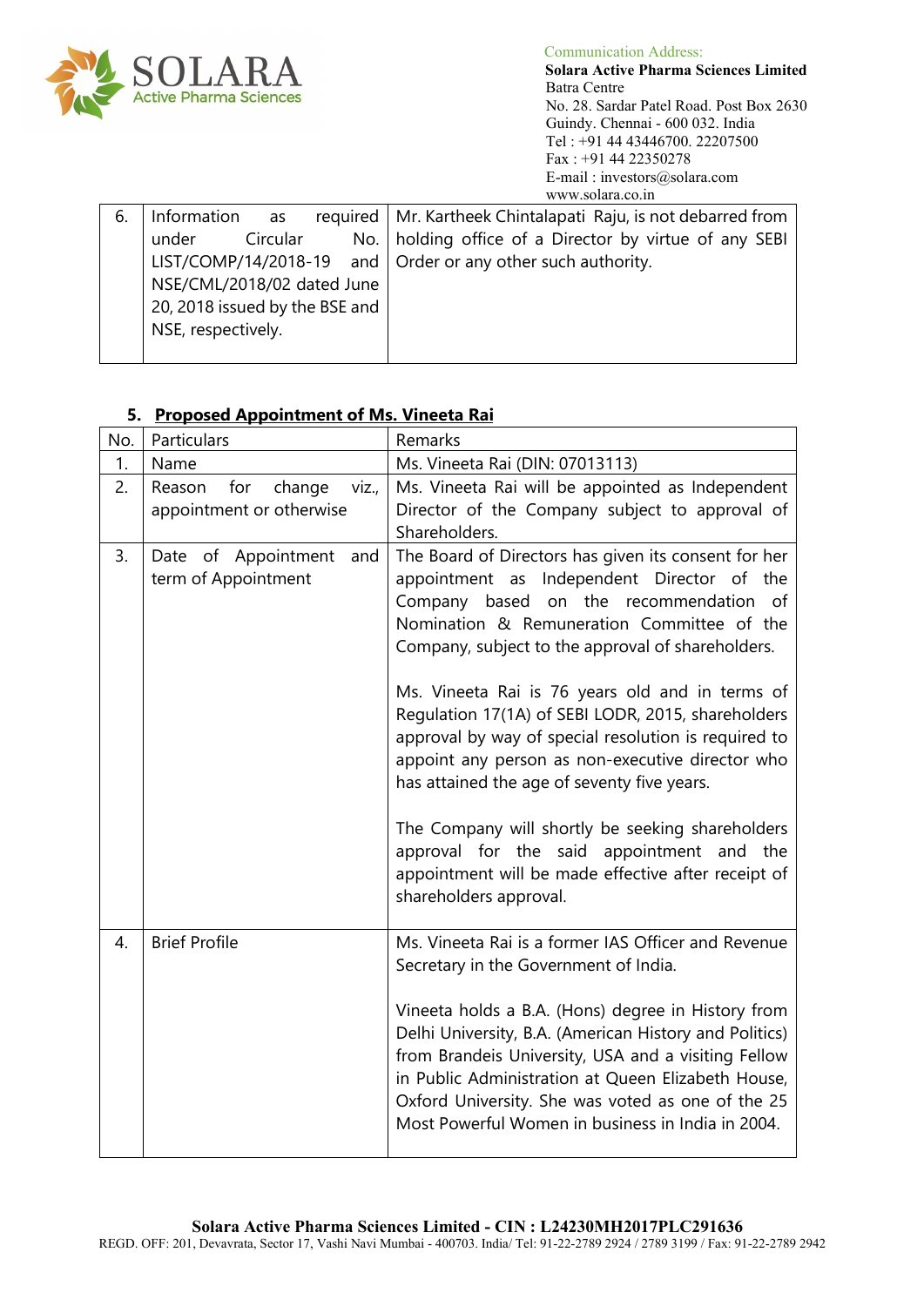| 6. | Information as required under Circular No. LIST/COMP/14/2018-19 and NSE/CML/2018/02 dated June 20, 2018 issued by the BSE and NSE, respectively. | Mr. Kartheek Chintalapati Raju, is not debarred from holding office of a Director by virtue of any SEBI Order or any other such authority. |
|---|---|---|

## 5. Proposed Appointment of Ms. Vineeta Rai

| No. | Particulars | Remarks |
|---|---|---|
| 1. | Name | Ms. Vineeta Rai (DIN: 07013113) |
| 2. | Reason for change viz., appointment or otherwise | Ms. Vineeta Rai will be appointed as Independent Director of the Company subject to approval of Shareholders. |
| 3. | Date of Appointment and term of Appointment | The Board of Directors has given its consent for her appointment as Independent Director of the Company based on the recommendation of Nomination & Remuneration Committee of the Company, subject to the approval of shareholders.<br><br>Ms. Vineeta Rai is 76 years old and in terms of Regulation 17(1A) of SEBI LODR, 2015, shareholders approval by way of special resolution is required to appoint any person as non-executive director who has attained the age of seventy five years.<br><br>The Company will shortly be seeking shareholders approval for the said appointment and the appointment will be made effective after receipt of shareholders approval. |
| 4. | Brief Profile | Ms. Vineeta Rai is a former IAS Officer and Revenue Secretary in the Government of India.<br><br>Vineeta holds a B.A. (Hons) degree in History from Delhi University, B.A. (American History and Politics) from Brandeis University, USA and a visiting Fellow in Public Administration at Queen Elizabeth House, Oxford University. She was voted as one of the 25 Most Powerful Women in business in India in 2004. |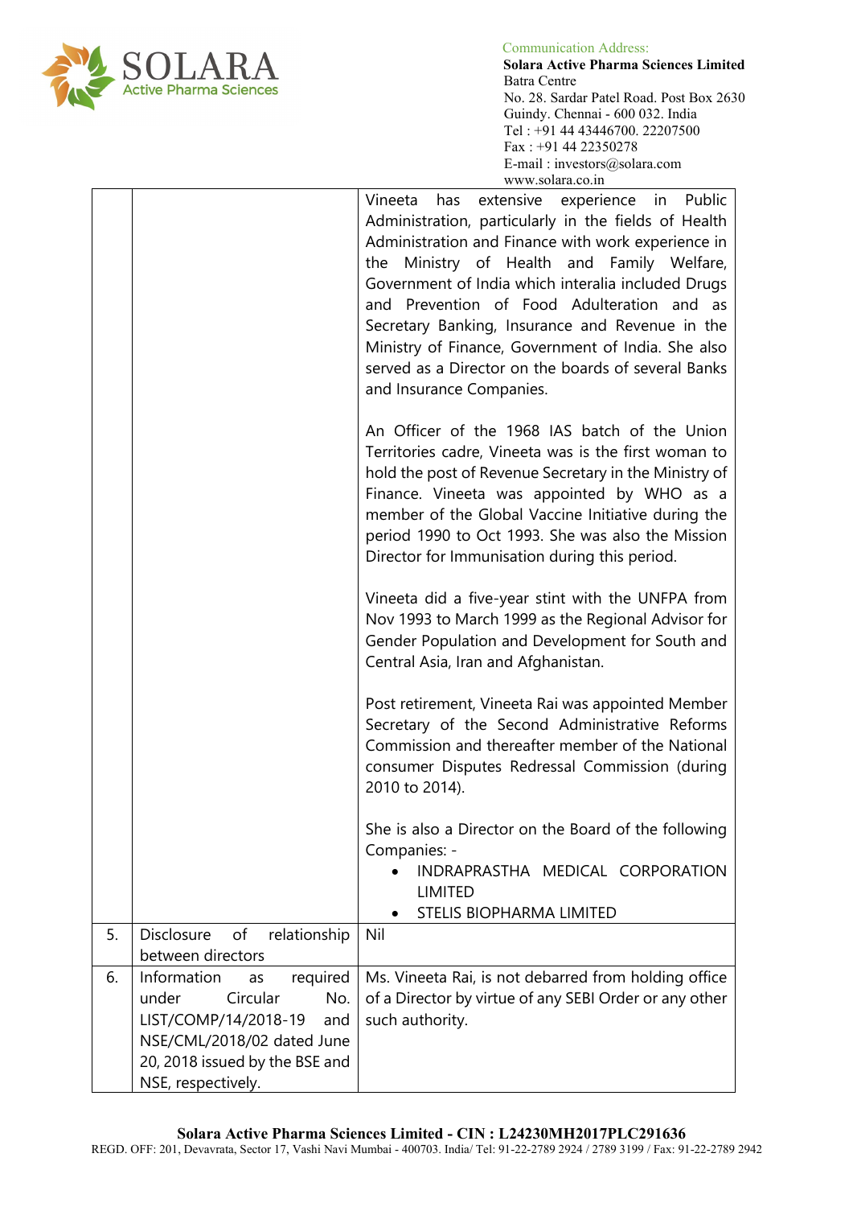| | | |
|---|---|---|
| | | Vineeta has extensive experience in Public Administration, particularly in the fields of Health Administration and Finance with work experience in the Ministry of Health and Family Welfare, Government of India which interalia included Drugs and Prevention of Food Adulteration and as Secretary Banking, Insurance and Revenue in the Ministry of Finance, Government of India. She also served as a Director on the boards of several Banks and Insurance Companies.<br><br>An Officer of the 1968 IAS batch of the Union Territories cadre, Vineeta was is the first woman to hold the post of Revenue Secretary in the Ministry of Finance. Vineeta was appointed by WHO as a member of the Global Vaccine Initiative during the period 1990 to Oct 1993. She was also the Mission Director for Immunisation during this period.<br><br>Vineeta did a five-year stint with the UNFPA from Nov 1993 to March 1999 as the Regional Advisor for Gender Population and Development for South and Central Asia, Iran and Afghanistan.<br><br>Post retirement, Vineeta Rai was appointed Member Secretary of the Second Administrative Reforms Commission and thereafter member of the National consumer Disputes Redressal Commission (during 2010 to 2014).<br><br>She is also a Director on the Board of the following Companies: -<br>• INDRAPRASTHA MEDICAL CORPORATION LIMITED<br>• STELIS BIOPHARMA LIMITED |
| 5. | Disclosure of relationship between directors | Nil |
| 6. | Information as required under Circular No. LIST/COMP/14/2018-19 and NSE/CML/2018/02 dated June 20, 2018 issued by the BSE and NSE, respectively. | Ms. Vineeta Rai, is not debarred from holding office of a Director by virtue of any SEBI Order or any other such authority. |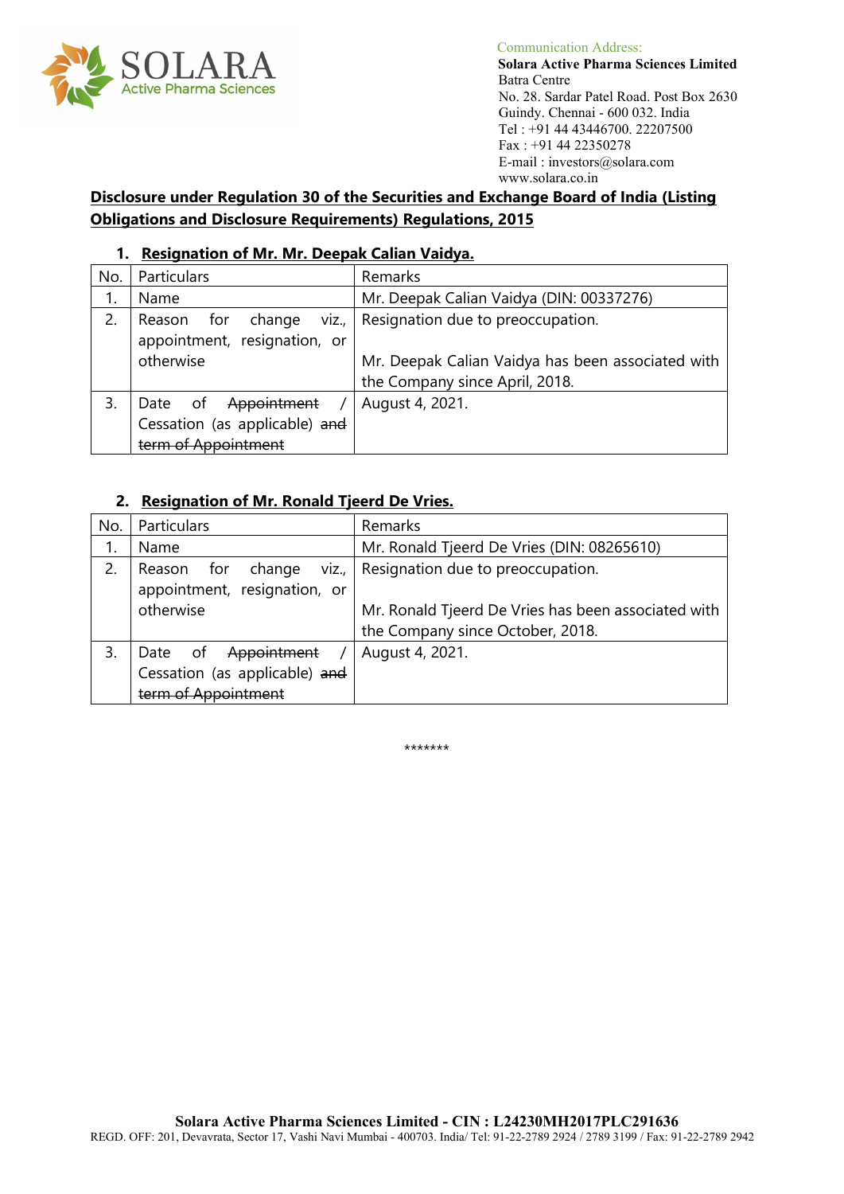Communication Address:
**Solara Active Pharma Sciences Limited**
Batra Centre
No. 28. Sardar Patel Road. Post Box 2630
Guindy. Chennai - 600 032. India
Tel : +91 44 43446700. 22207500
Fax : +91 44 22350278
E-mail : investors@solara.com
www.solara.co.in

## Disclosure under Regulation 30 of the Securities and Exchange Board of India (Listing Obligations and Disclosure Requirements) Regulations, 2015

### 1. Resignation of Mr. Mr. Deepak Calian Vaidya.

| No. | Particulars | Remarks |
|---|---|---|
| 1. | Name | Mr. Deepak Calian Vaidya (DIN: 00337276) |
| 2. | Reason for change viz., appointment, resignation, or otherwise | Resignation due to preoccupation.<br><br>Mr. Deepak Calian Vaidya has been associated with the Company since April, 2018. |
| 3. | Date of ~~Appointment~~ / Cessation (as applicable) ~~and term of Appointment~~ | August 4, 2021. |

### 2. Resignation of Mr. Ronald Tjeerd De Vries.

| No. | Particulars | Remarks |
|---|---|---|
| 1. | Name | Mr. Ronald Tjeerd De Vries (DIN: 08265610) |
| 2. | Reason for change viz., appointment, resignation, or otherwise | Resignation due to preoccupation.<br><br>Mr. Ronald Tjeerd De Vries has been associated with the Company since October, 2018. |
| 3. | Date of ~~Appointment~~ / Cessation (as applicable) ~~and term of Appointment~~ | August 4, 2021. |

*******

**Solara Active Pharma Sciences Limited - CIN : L24230MH2017PLC291636**
REGD. OFF: 201, Devavrata, Sector 17, Vashi Navi Mumbai - 400703. India/ Tel: 91-22-2789 2924 / 2789 3199 / Fax: 91-22-2789 2942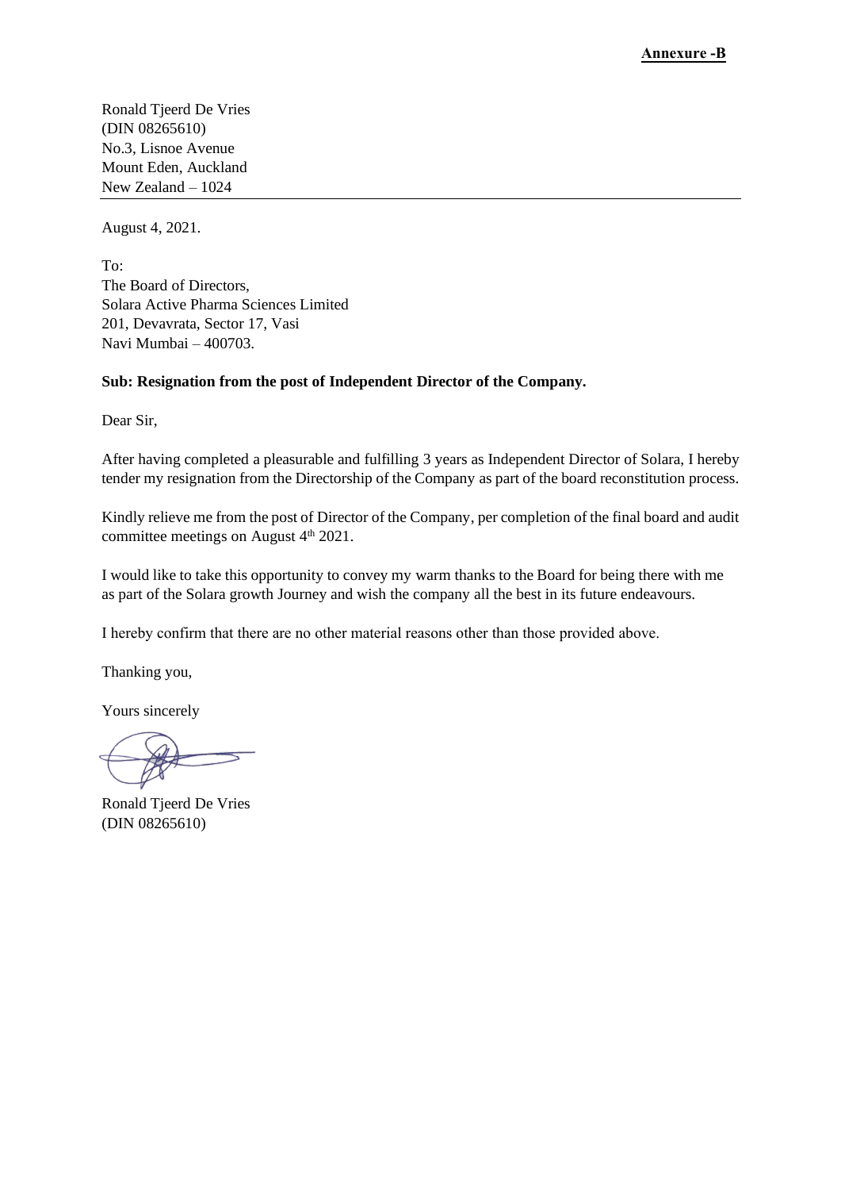**Annexure -B**

Ronald Tjeerd De Vries
(DIN 08265610)
No.3, Lisnoe Avenue
Mount Eden, Auckland
New Zealand – 1024

August 4, 2021.

To:
The Board of Directors,
Solara Active Pharma Sciences Limited
201, Devavrata, Sector 17, Vasi
Navi Mumbai – 400703.

**Sub: Resignation from the post of Independent Director of the Company.**

Dear Sir,

After having completed a pleasurable and fulfilling 3 years as Independent Director of Solara, I hereby tender my resignation from the Directorship of the Company as part of the board reconstitution process.

Kindly relieve me from the post of Director of the Company, per completion of the final board and audit committee meetings on August 4th 2021.

I would like to take this opportunity to convey my warm thanks to the Board for being there with me as part of the Solara growth Journey and wish the company all the best in its future endeavours.

I hereby confirm that there are no other material reasons other than those provided above.

Thanking you,

Yours sincerely

Ronald Tjeerd De Vries
(DIN 08265610)